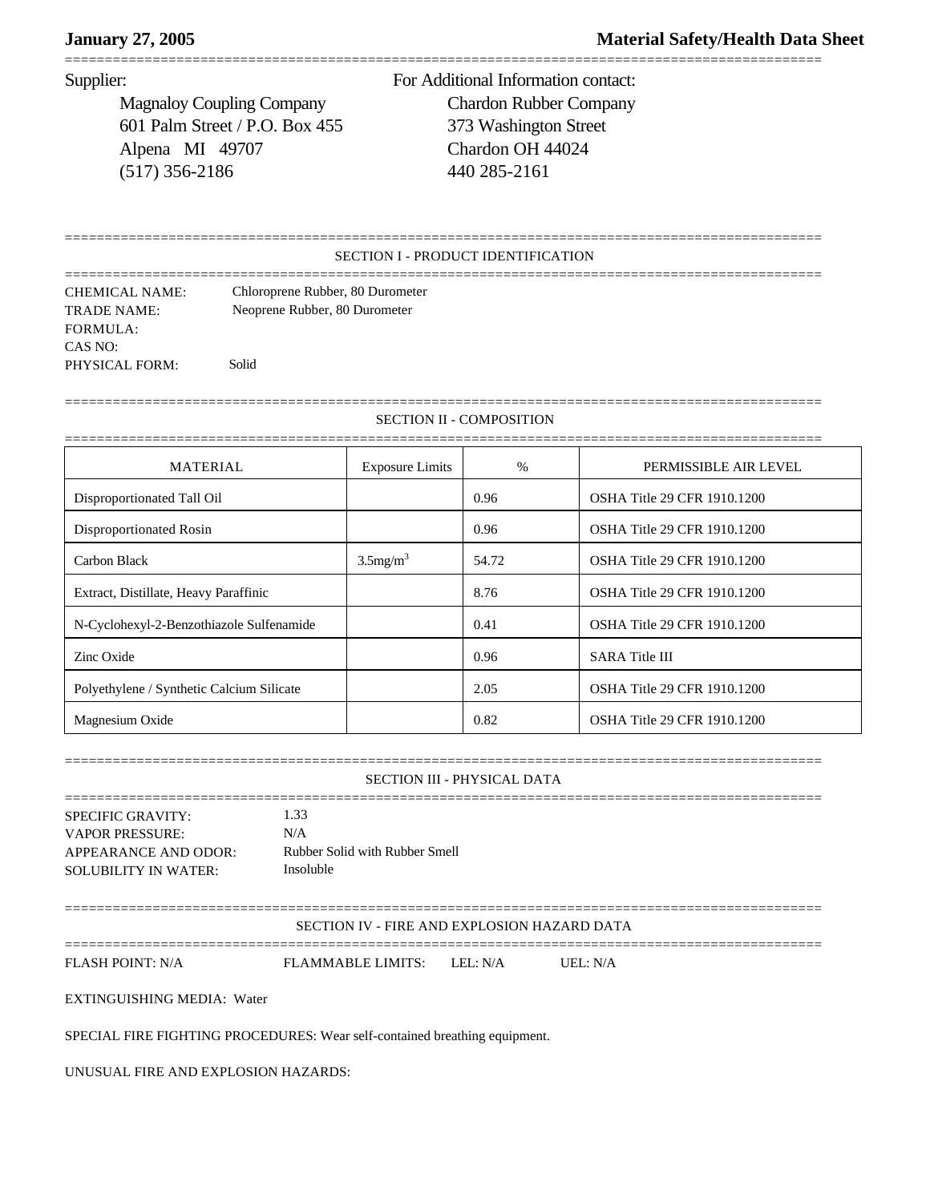**January 27, 2005** **Material Safety/Health Data Sheet**

Supplier:

Magnaloy Coupling Company
601 Palm Street / P.O. Box 455
Alpena MI 49707
(517) 356-2186

For Additional Information contact:

Chardon Rubber Company
373 Washington Street
Chardon OH 44024
440 285-2161

## SECTION I - PRODUCT IDENTIFICATION

CHEMICAL NAME: Chloroprene Rubber, 80 Durometer
TRADE NAME: Neoprene Rubber, 80 Durometer
FORMULA:
CAS NO:
PHYSICAL FORM: Solid

## SECTION II - COMPOSITION

| MATERIAL | Exposure Limits | % | PERMISSIBLE AIR LEVEL |
|---|---|---|---|
| Disproportionated Tall Oil | | 0.96 | OSHA Title 29 CFR 1910.1200 |
| Disproportionated Rosin | | 0.96 | OSHA Title 29 CFR 1910.1200 |
| Carbon Black | $3.5 mg/m^3$ | 54.72 | OSHA Title 29 CFR 1910.1200 |
| Extract, Distillate, Heavy Paraffinic | | 8.76 | OSHA Title 29 CFR 1910.1200 |
| N-Cyclohexyl-2-Benzothiazole Sulfenamide | | 0.41 | OSHA Title 29 CFR 1910.1200 |
| Zinc Oxide | | 0.96 | SARA Title III |
| Polyethylene / Synthetic Calcium Silicate | | 2.05 | OSHA Title 29 CFR 1910.1200 |
| Magnesium Oxide | | 0.82 | OSHA Title 29 CFR 1910.1200 |

## SECTION III - PHYSICAL DATA

SPECIFIC GRAVITY: 1.33
VAPOR PRESSURE: N/A
APPEARANCE AND ODOR: Rubber Solid with Rubber Smell
SOLUBILITY IN WATER: Insoluble

## SECTION IV - FIRE AND EXPLOSION HAZARD DATA

FLASH POINT: N/A FLAMMABLE LIMITS: LEL: N/A UEL: N/A

EXTINGUISHING MEDIA: Water

SPECIAL FIRE FIGHTING PROCEDURES: Wear self-contained breathing equipment.

UNUSUAL FIRE AND EXPLOSION HAZARDS: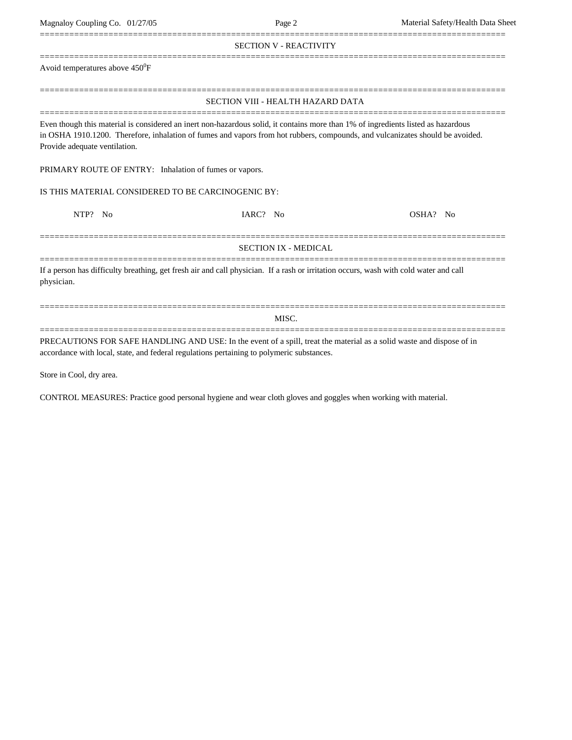## SECTION V - REACTIVITY

Avoid temperatures above $450^0$F

## SECTION VIII - HEALTH HAZARD DATA

Even though this material is considered an inert non-hazardous solid, it contains more than 1% of ingredients listed as hazardous in OSHA 1910.1200. Therefore, inhalation of fumes and vapors from hot rubbers, compounds, and vulcanizates should be avoided. Provide adequate ventilation.

PRIMARY ROUTE OF ENTRY: Inhalation of fumes or vapors.

IS THIS MATERIAL CONSIDERED TO BE CARCINOGENIC BY:

NTP? No    IARC? No    OSHA? No

## SECTION IX - MEDICAL

If a person has difficulty breathing, get fresh air and call physician. If a rash or irritation occurs, wash with cold water and call physician.

## MISC.

PRECAUTIONS FOR SAFE HANDLING AND USE: In the event of a spill, treat the material as a solid waste and dispose of in accordance with local, state, and federal regulations pertaining to polymeric substances.

Store in Cool, dry area.

CONTROL MEASURES: Practice good personal hygiene and wear cloth gloves and goggles when working with material.